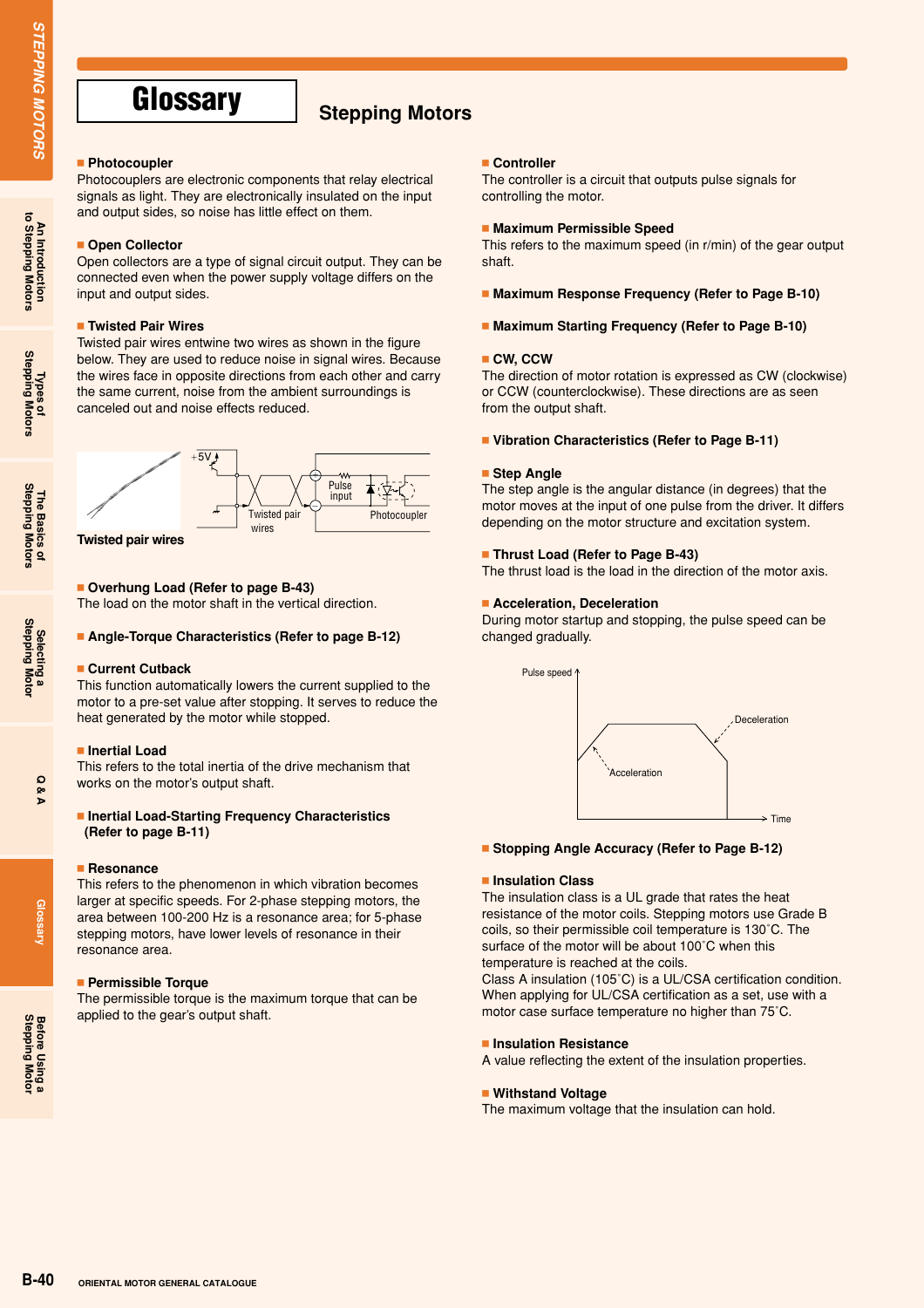# Glossary

## Stepping Motors

### ■ Photocoupler
Photocouplers are electronic components that relay electrical signals as light. They are electronically insulated on the input and output sides, so noise has little effect on them.

### ■ Open Collector
Open collectors are a type of signal circuit output. They can be connected even when the power supply voltage differs on the input and output sides.

### ■ Twisted Pair Wires
Twisted pair wires entwine two wires as shown in the figure below. They are used to reduce noise in signal wires. Because the wires face in opposite directions from each other and carry the same current, noise from the ambient surroundings is canceled out and noise effects reduced.

+5V
Pulse input
Twisted pair wires
Photocoupler

Twisted pair wires

### ■ Overhung Load (Refer to page B-43)
The load on the motor shaft in the vertical direction.

### ■ Angle-Torque Characteristics (Refer to page B-12)

### ■ Current Cutback
This function automatically lowers the current supplied to the motor to a pre-set value after stopping. It serves to reduce the heat generated by the motor while stopped.

### ■ Inertial Load
This refers to the total inertia of the drive mechanism that works on the motor's output shaft.

### ■ Inertial Load-Starting Frequency Characteristics (Refer to page B-11)

### ■ Resonance
This refers to the phenomenon in which vibration becomes larger at specific speeds. For 2-phase stepping motors, the area between 100-200 Hz is a resonance area; for 5-phase stepping motors, have lower levels of resonance in their resonance area.

### ■ Permissible Torque
The permissible torque is the maximum torque that can be applied to the gear's output shaft.

### ■ Controller
The controller is a circuit that outputs pulse signals for controlling the motor.

### ■ Maximum Permissible Speed
This refers to the maximum speed (in r/min) of the gear output shaft.

### ■ Maximum Response Frequency (Refer to Page B-10)

### ■ Maximum Starting Frequency (Refer to Page B-10)

### ■ CW, CCW
The direction of motor rotation is expressed as CW (clockwise) or CCW (counterclockwise). These directions are as seen from the output shaft.

### ■ Vibration Characteristics (Refer to Page B-11)

### ■ Step Angle
The step angle is the angular distance (in degrees) that the motor moves at the input of one pulse from the driver. It differs depending on the motor structure and excitation system.

### ■ Thrust Load (Refer to Page B-43)
The thrust load is the load in the direction of the motor axis.

### ■ Acceleration, Deceleration
During motor startup and stopping, the pulse speed can be changed gradually.

Pulse speed
Deceleration
Acceleration
Time

### ■ Stopping Angle Accuracy (Refer to Page B-12)

### ■ Insulation Class
The insulation class is a UL grade that rates the heat resistance of the motor coils. Stepping motors use Grade B coils, so their permissible coil temperature is 130˚C. The surface of the motor will be about 100˚C when this temperature is reached at the coils.
Class A insulation (105˚C) is a UL/CSA certification condition. When applying for UL/CSA certification as a set, use with a motor case surface temperature no higher than 75˚C.

### ■ Insulation Resistance
A value reflecting the extent of the insulation properties.

### ■ Withstand Voltage
The maximum voltage that the insulation can hold.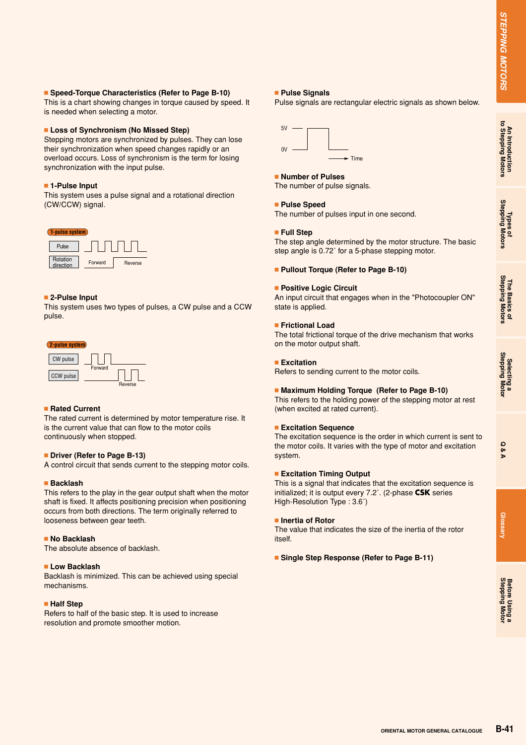## ■ Speed-Torque Characteristics (Refer to Page B-10)

This is a chart showing changes in torque caused by speed. It is needed when selecting a motor.

## ■ Loss of Synchronism (No Missed Step)

Stepping motors are synchronized by pulses. They can lose their synchronization when speed changes rapidly or an overload occurs. Loss of synchronism is the term for losing synchronization with the input pulse.

## ■ 1-Pulse Input

This system uses a pulse signal and a rotational direction (CW/CCW) signal.

1-pulse system

Pulse

Rotation direction

Forward

Reverse

## ■ 2-Pulse Input

This system uses two types of pulses, a CW pulse and a CCW pulse.

2-pulse system

CW pulse

Forward

CCW pulse

Reverse

## ■ Rated Current

The rated current is determined by motor temperature rise. It is the current value that can flow to the motor coils continuously when stopped.

## ■ Driver (Refer to Page B-13)

A control circuit that sends current to the stepping motor coils.

## ■ Backlash

This refers to the play in the gear output shaft when the motor shaft is fixed. It affects positioning precision when positioning occurs from both directions. The term originally referred to looseness between gear teeth.

## ■ No Backlash

The absolute absence of backlash.

## ■ Low Backlash

Backlash is minimized. This can be achieved using special mechanisms.

## ■ Half Step

Refers to half of the basic step. It is used to increase resolution and promote smoother motion.

## ■ Pulse Signals

Pulse signals are rectangular electric signals as shown below.

5V

0V

Time

## ■ Number of Pulses

The number of pulse signals.

## ■ Pulse Speed

The number of pulses input in one second.

## ■ Full Step

The step angle determined by the motor structure. The basic step angle is 0.72˚ for a 5-phase stepping motor.

## ■ Pullout Torque (Refer to Page B-10)

## ■ Positive Logic Circuit

An input circuit that engages when in the "Photocoupler ON" state is applied.

## ■ Frictional Load

The total frictional torque of the drive mechanism that works on the motor output shaft.

## ■ Excitation

Refers to sending current to the motor coils.

## ■ Maximum Holding Torque (Refer to Page B-10)

This refers to the holding power of the stepping motor at rest (when excited at rated current).

## ■ Excitation Sequence

The excitation sequence is the order in which current is sent to the motor coils. It varies with the type of motor and excitation system.

## ■ Excitation Timing Output

This is a signal that indicates that the excitation sequence is initialized; it is output every 7.2˚. (2-phase **CSK** series High-Resolution Type : 3.6˚)

## ■ Inertia of Rotor

The value that indicates the size of the inertia of the rotor itself.

## ■ Single Step Response (Refer to Page B-11)